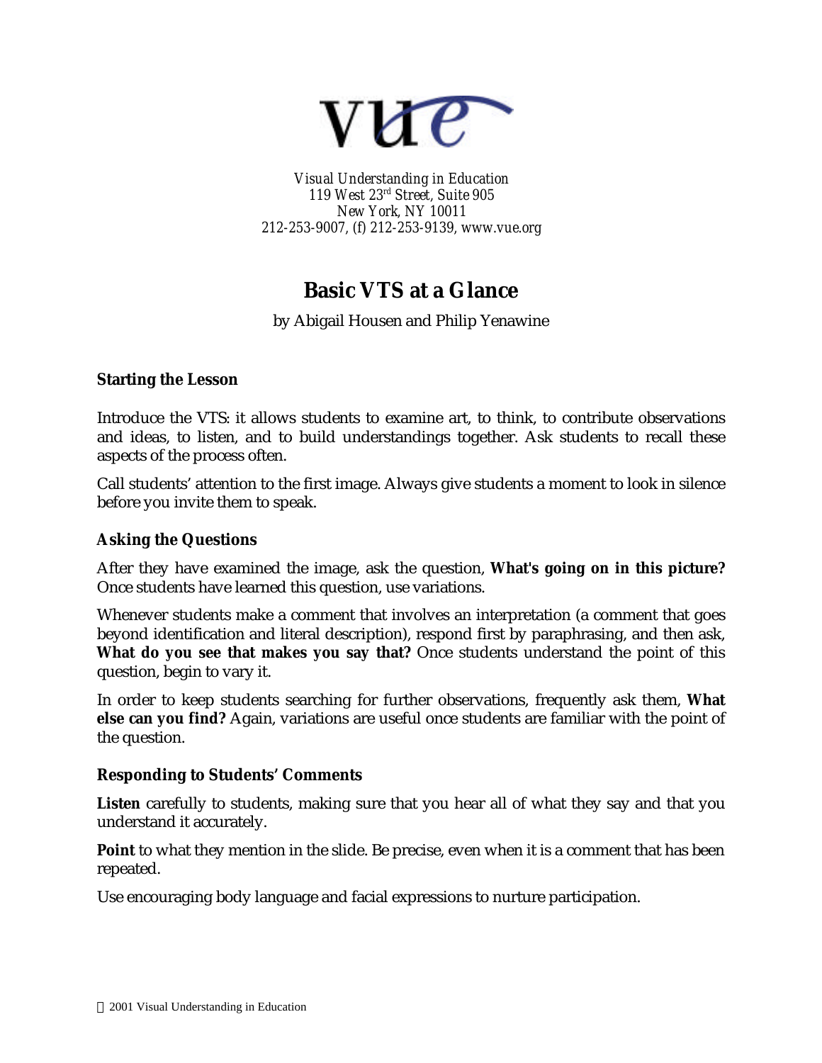vue

*Visual Understanding in Education*
*119 West 23rd Street, Suite 905*
*New York, NY 10011*
*212-253-9007, (f) 212-253-9139, www.vue.org*

# Basic VTS at a Glance

by Abigail Housen and Philip Yenawine

### Starting the Lesson

Introduce the VTS: it allows students to examine art, to think, to contribute observations and ideas, to listen, and to build understandings together. Ask students to recall these aspects of the process often.

Call students' attention to the first image. Always give students a moment to look in silence before you invite them to speak.

### Asking the Questions

After they have examined the image, ask the question, **What's going on in this picture?** Once students have learned this question, use variations.

Whenever students make a comment that involves an interpretation (a comment that goes beyond identification and literal description), respond first by paraphrasing, and then ask, **What do you see that makes you say that?** Once students understand the point of this question, begin to vary it.

In order to keep students searching for further observations, frequently ask them, **What else can you find?** Again, variations are useful once students are familiar with the point of the question.

### Responding to Students' Comments

**Listen** carefully to students, making sure that you hear all of what they say and that you understand it accurately.

**Point** to what they mention in the slide. Be precise, even when it is a comment that has been repeated.

Use encouraging body language and facial expressions to nurture participation.

© 2001 Visual Understanding in Education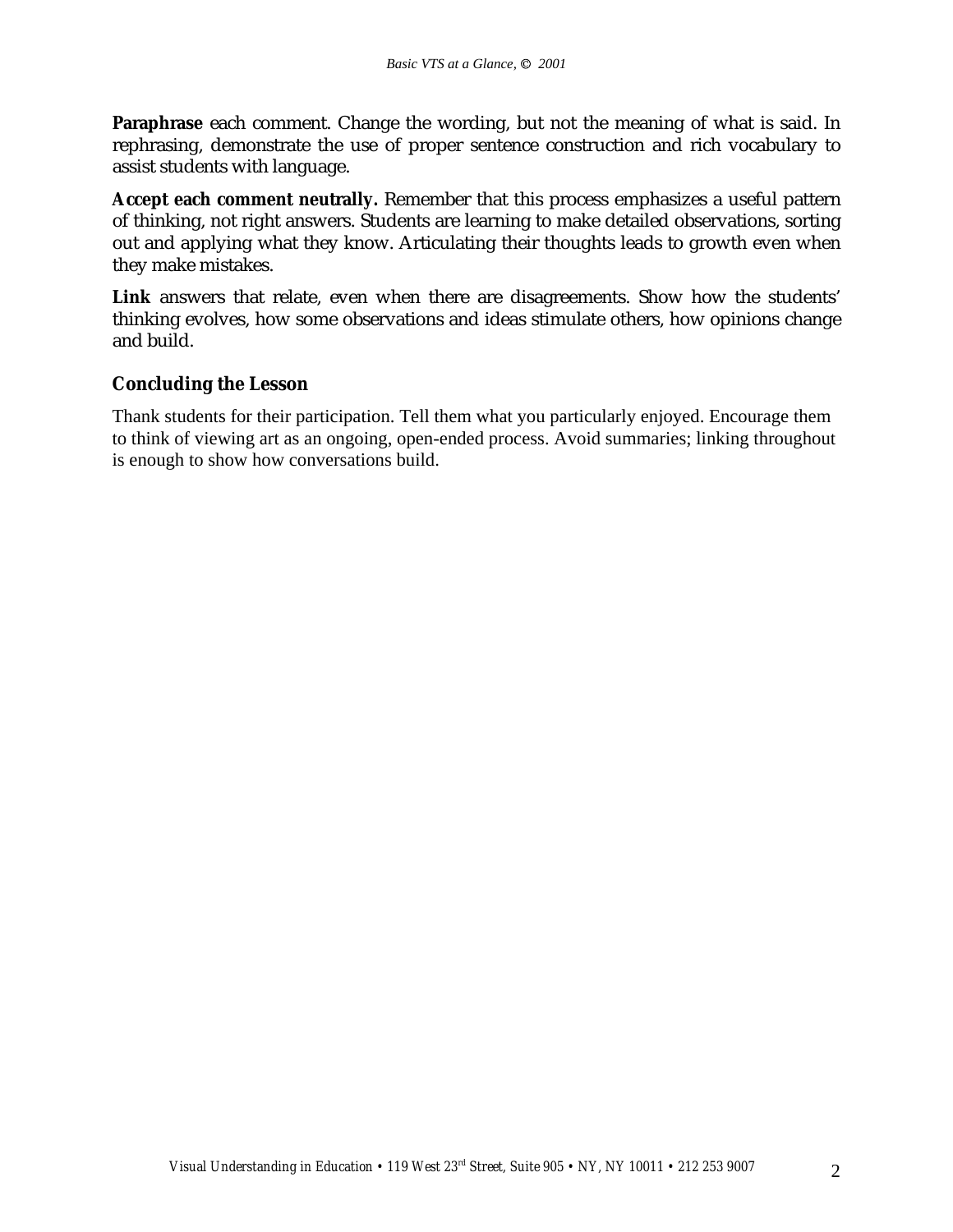**Paraphrase** each comment. Change the wording, but not the meaning of what is said. In rephrasing, demonstrate the use of proper sentence construction and rich vocabulary to assist students with language.

**Accept each comment neutrally.** Remember that this process emphasizes a useful pattern of thinking, not right answers. Students are learning to make detailed observations, sorting out and applying what they know. Articulating their thoughts leads to growth even when they make mistakes.

**Link** answers that relate, even when there are disagreements. Show how the students' thinking evolves, how some observations and ideas stimulate others, how opinions change and build.

### Concluding the Lesson

Thank students for their participation. Tell them what you particularly enjoyed. Encourage them to think of viewing art as an ongoing, open-ended process. Avoid summaries; linking throughout is enough to show how conversations build.

Visual Understanding in Education • 119 West 23rd Street, Suite 905 • NY, NY 10011 • 212 253 9007